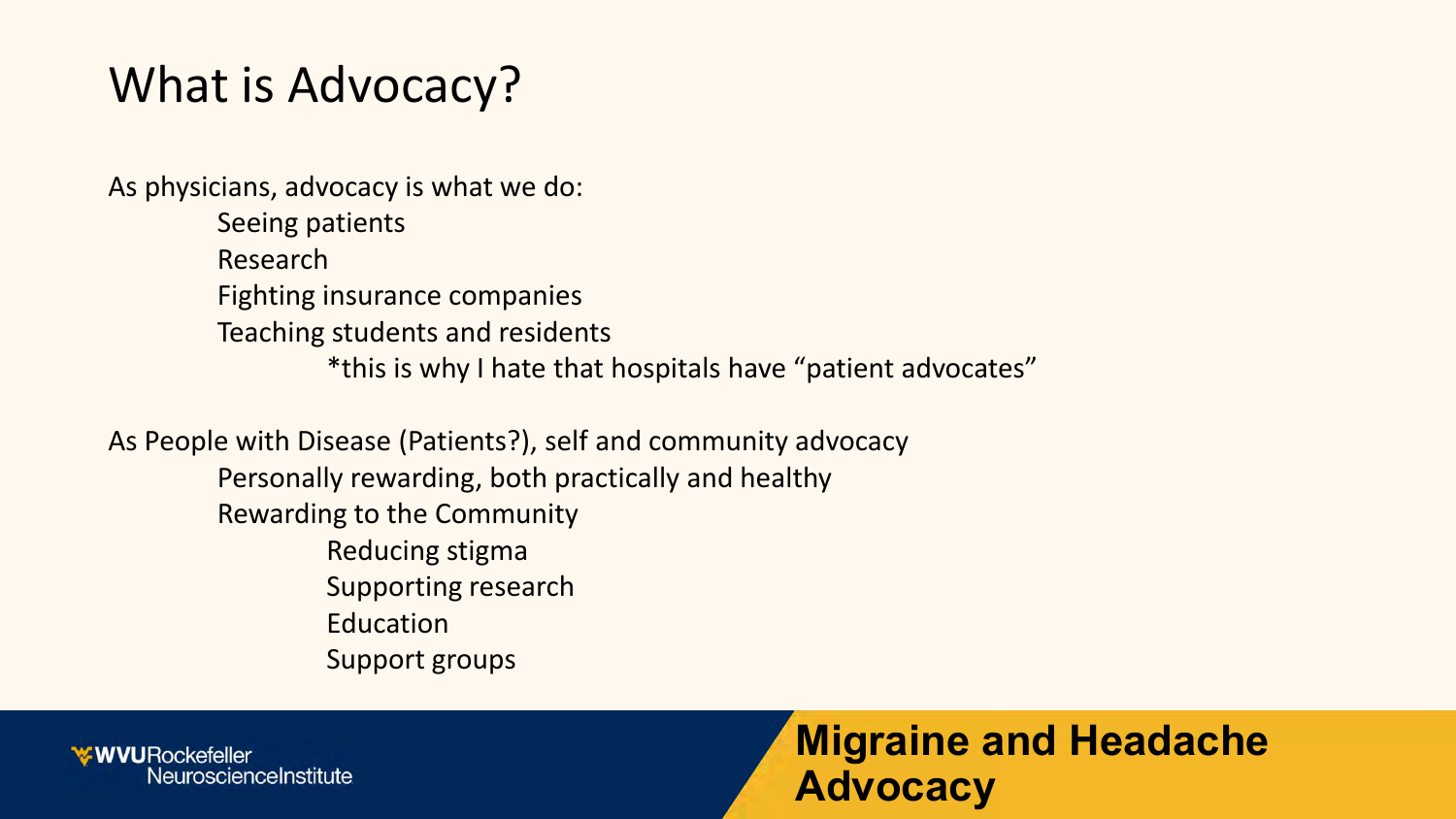# What is Advocacy?

As physicians, advocacy is what we do:

- Seeing patients
- Research
- Fighting insurance companies
- Teaching students and residents
  - *this is why I hate that hospitals have "patient advocates"

As People with Disease (Patients?), self and community advocacy

- Personally rewarding, both practically and healthy
- Rewarding to the Community
  - Reducing stigma
  - Supporting research
  - Education
  - Support groups

WVURockefeller NeuroscienceInstitute

**Migraine and Headache Advocacy**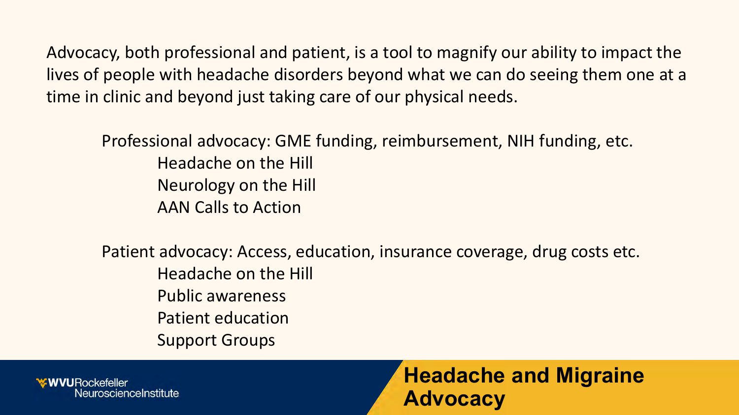## Headache and Migraine Advocacy

Advocacy, both professional and patient, is a tool to magnify our ability to impact the lives of people with headache disorders beyond what we can do seeing them one at a time in clinic and beyond just taking care of our physical needs.

Professional advocacy: GME funding, reimbursement, NIH funding, etc.

- Headache on the Hill
- Neurology on the Hill
- AAN Calls to Action

Patient advocacy: Access, education, insurance coverage, drug costs etc.

- Headache on the Hill
- Public awareness
- Patient education
- Support Groups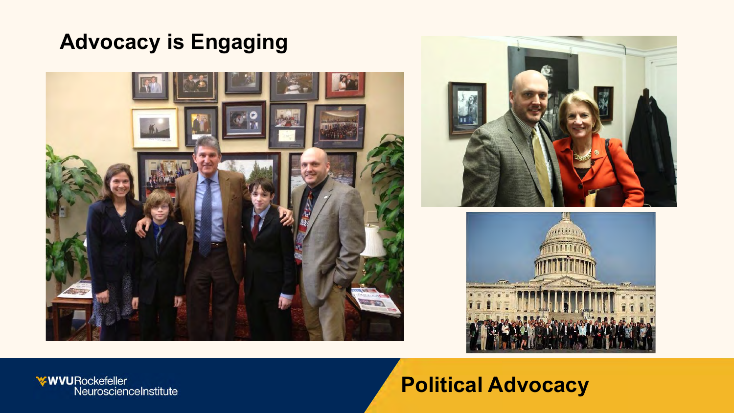# Advocacy is Engaging

## Political Advocacy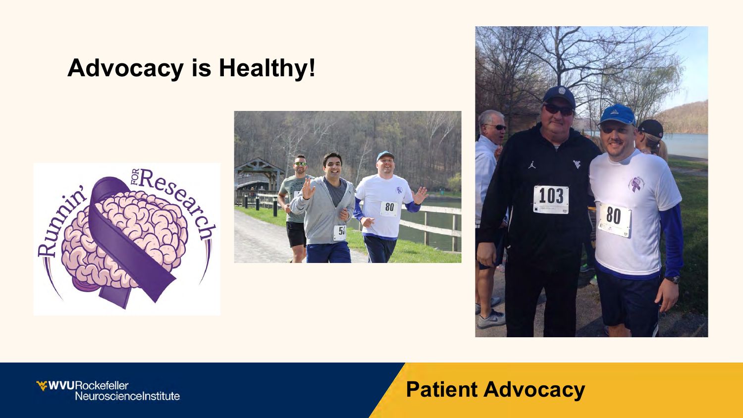# Advocacy is Healthy!

Patient Advocacy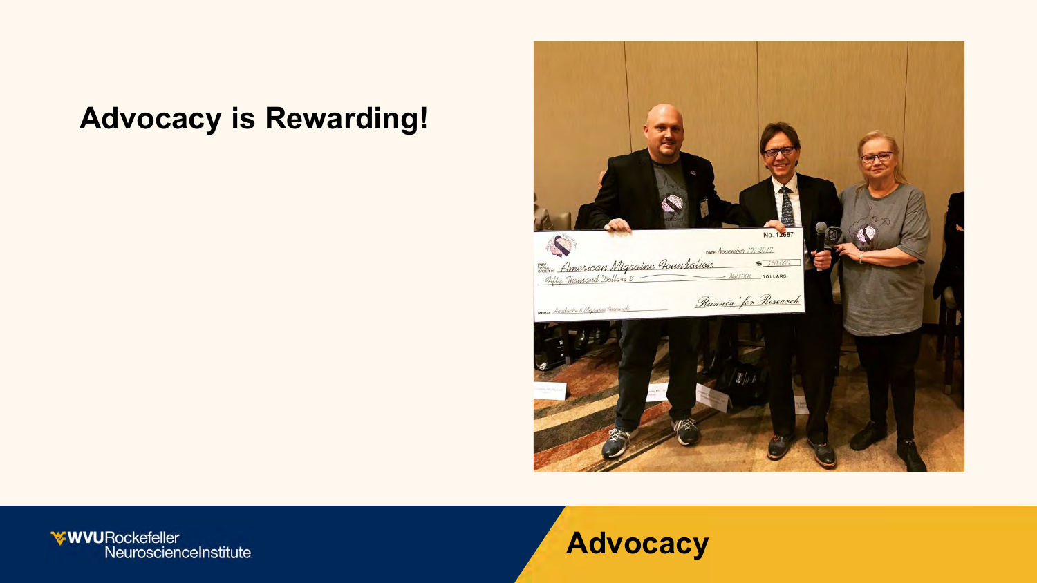## Advocacy is Rewarding!

**Advocacy**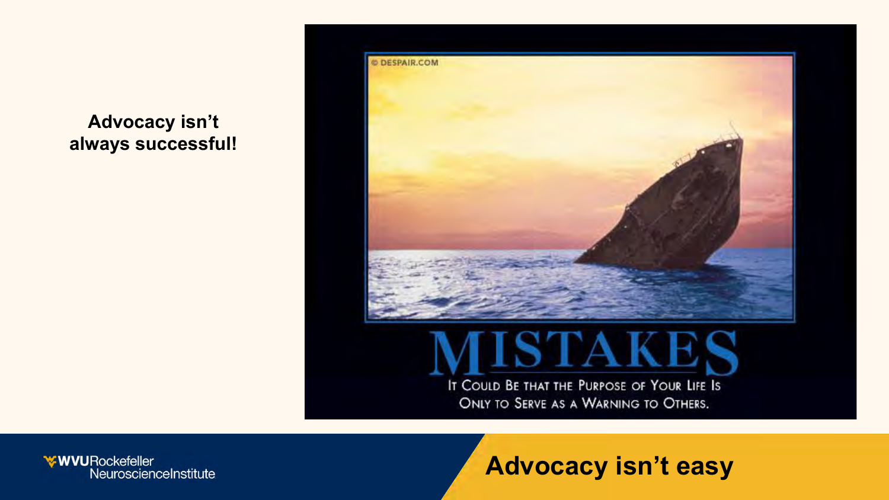**Advocacy isn't always successful!**

MISTAKES

It Could Be that the Purpose of Your Life Is Only to Serve as a Warning to Others.

# Advocacy isn't easy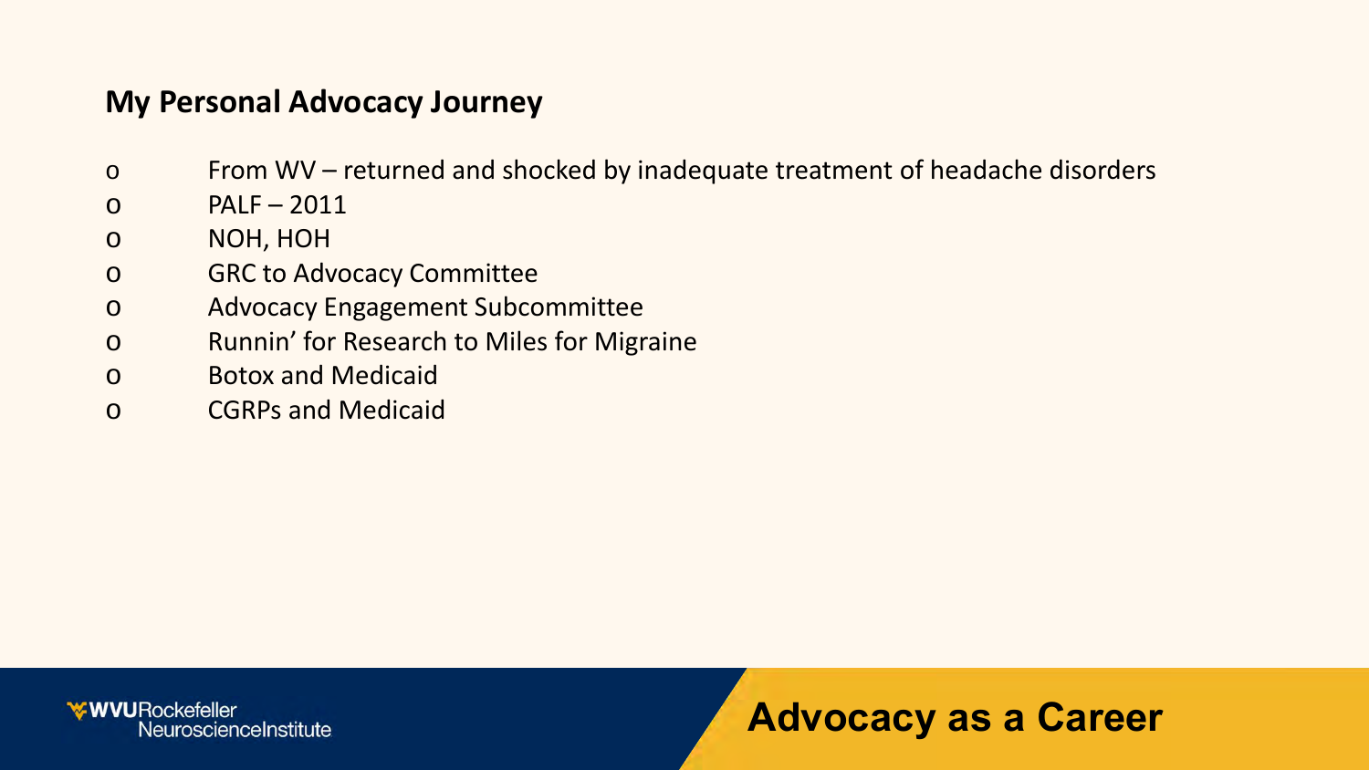## My Personal Advocacy Journey

- From WV – returned and shocked by inadequate treatment of headache disorders
- PALF – 2011
- NOH, HOH
- GRC to Advocacy Committee
- Advocacy Engagement Subcommittee
- Runnin' for Research to Miles for Migraine
- Botox and Medicaid
- CGRPs and Medicaid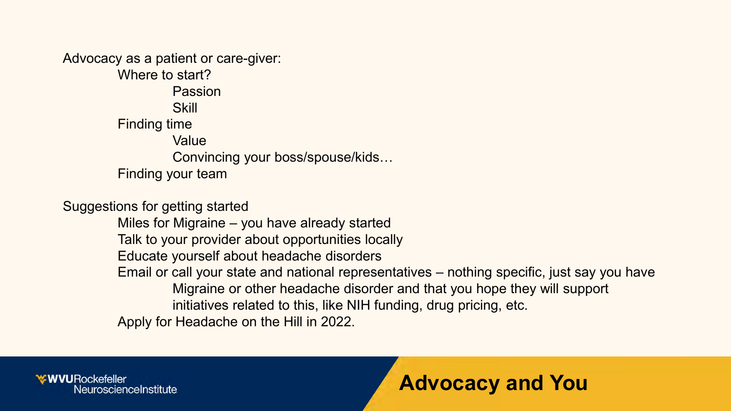# Advocacy and You

Advocacy as a patient or care-giver:

- Where to start?
  - Passion
  - Skill
- Finding time
  - Value
  - Convincing your boss/spouse/kids…
- Finding your team

Suggestions for getting started

- Miles for Migraine – you have already started
- Talk to your provider about opportunities locally
- Educate yourself about headache disorders
- Email or call your state and national representatives – nothing specific, just say you have Migraine or other headache disorder and that you hope they will support initiatives related to this, like NIH funding, drug pricing, etc.
- Apply for Headache on the Hill in 2022.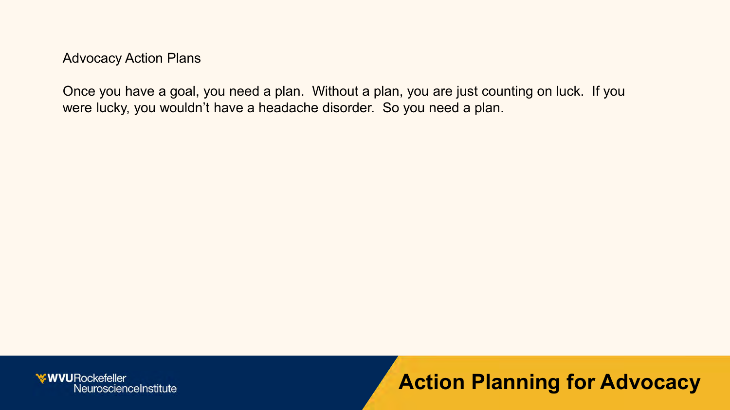Advocacy Action Plans

Once you have a goal, you need a plan. Without a plan, you are just counting on luck. If you were lucky, you wouldn't have a headache disorder. So you need a plan.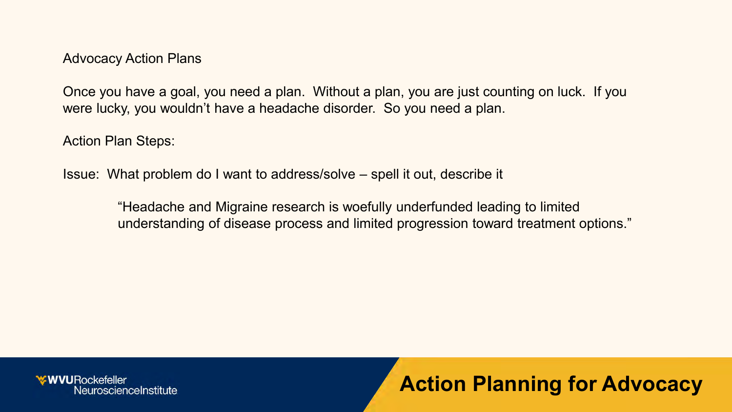# Action Planning for Advocacy

Advocacy Action Plans

Once you have a goal, you need a plan. Without a plan, you are just counting on luck. If you were lucky, you wouldn't have a headache disorder. So you need a plan.

Action Plan Steps:

Issue: What problem do I want to address/solve – spell it out, describe it

> "Headache and Migraine research is woefully underfunded leading to limited understanding of disease process and limited progression toward treatment options."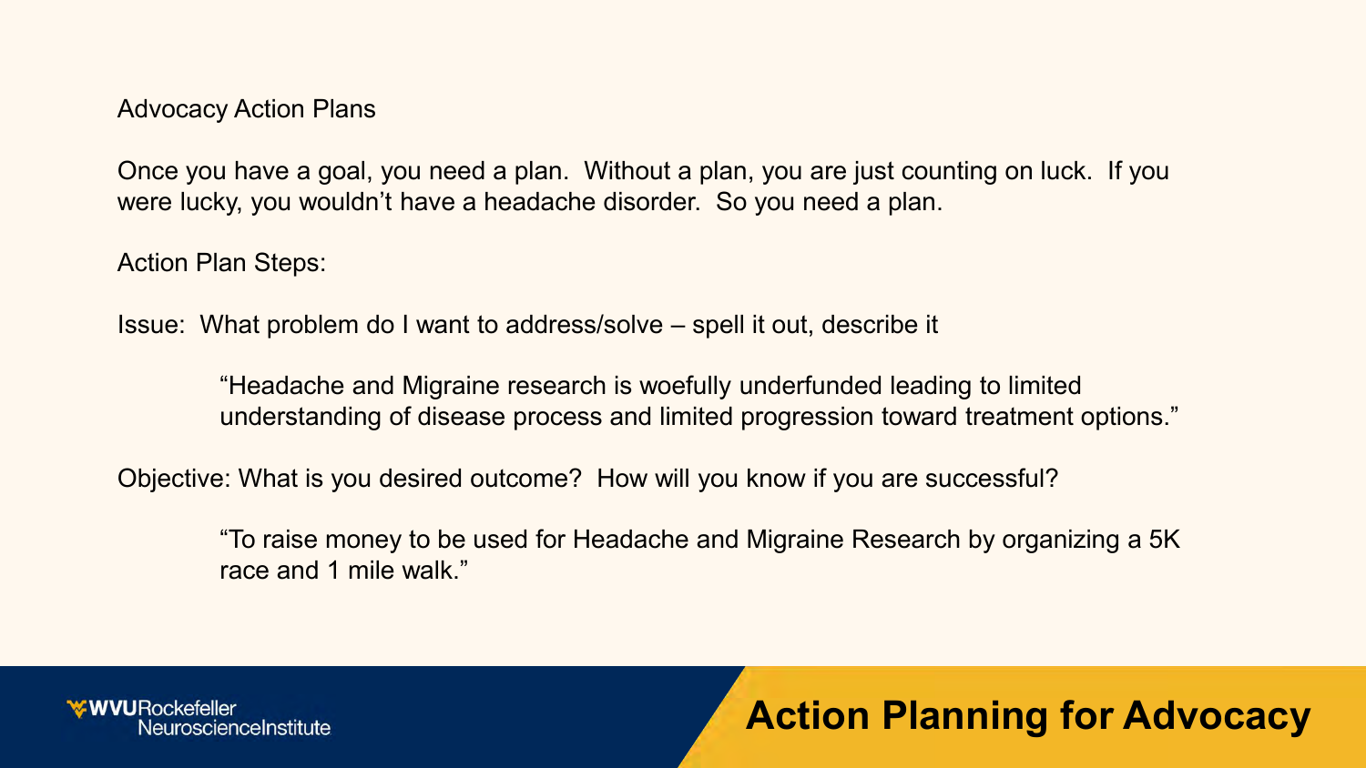# Action Planning for Advocacy

Advocacy Action Plans

Once you have a goal, you need a plan. Without a plan, you are just counting on luck. If you were lucky, you wouldn't have a headache disorder. So you need a plan.

Action Plan Steps:

Issue: What problem do I want to address/solve – spell it out, describe it

> "Headache and Migraine research is woefully underfunded leading to limited understanding of disease process and limited progression toward treatment options."

Objective: What is you desired outcome? How will you know if you are successful?

> "To raise money to be used for Headache and Migraine Research by organizing a 5K race and 1 mile walk."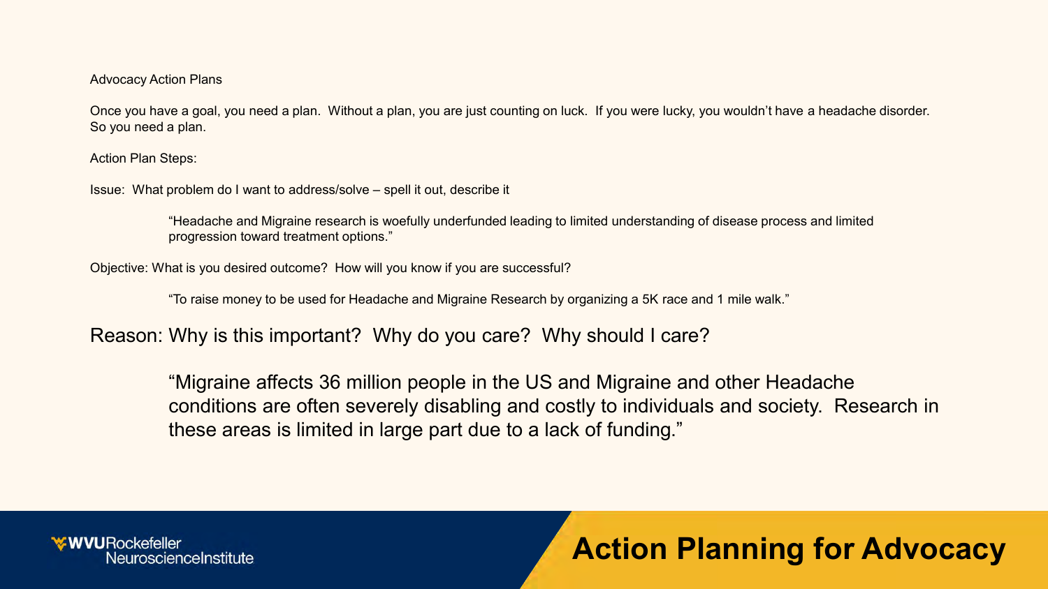# Action Planning for Advocacy

Advocacy Action Plans

Once you have a goal, you need a plan. Without a plan, you are just counting on luck. If you were lucky, you wouldn't have a headache disorder. So you need a plan.

Action Plan Steps:

Issue: What problem do I want to address/solve – spell it out, describe it

> "Headache and Migraine research is woefully underfunded leading to limited understanding of disease process and limited progression toward treatment options."

Objective: What is you desired outcome? How will you know if you are successful?

> "To raise money to be used for Headache and Migraine Research by organizing a 5K race and 1 mile walk."

Reason: Why is this important? Why do you care? Why should I care?

> "Migraine affects 36 million people in the US and Migraine and other Headache conditions are often severely disabling and costly to individuals and society. Research in these areas is limited in large part due to a lack of funding."

WVU Rockefeller Neuroscience Institute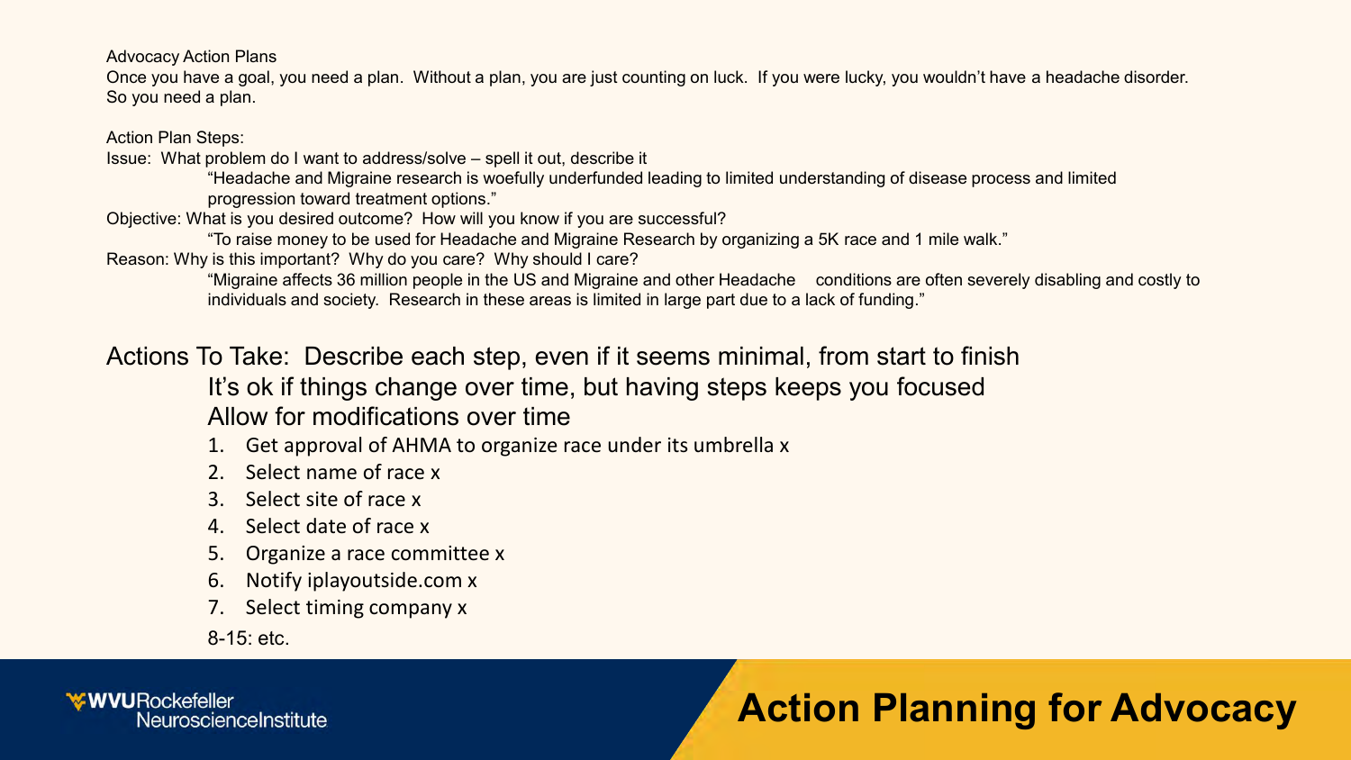# Action Planning for Advocacy

Advocacy Action Plans

Once you have a goal, you need a plan. Without a plan, you are just counting on luck. If you were lucky, you wouldn't have a headache disorder. So you need a plan.

Action Plan Steps:

Issue: What problem do I want to address/solve – spell it out, describe it

> "Headache and Migraine research is woefully underfunded leading to limited understanding of disease process and limited progression toward treatment options."

Objective: What is you desired outcome? How will you know if you are successful?

> "To raise money to be used for Headache and Migraine Research by organizing a 5K race and 1 mile walk."

Reason: Why is this important? Why do you care? Why should I care?

> "Migraine affects 36 million people in the US and Migraine and other Headache conditions are often severely disabling and costly to individuals and society. Research in these areas is limited in large part due to a lack of funding."

Actions To Take: Describe each step, even if it seems minimal, from start to finish

It's ok if things change over time, but having steps keeps you focused

Allow for modifications over time

1. Get approval of AHMA to organize race under its umbrella x
2. Select name of race x
3. Select site of race x
4. Select date of race x
5. Organize a race committee x
6. Notify iplayoutside.com x
7. Select timing company x

8-15: etc.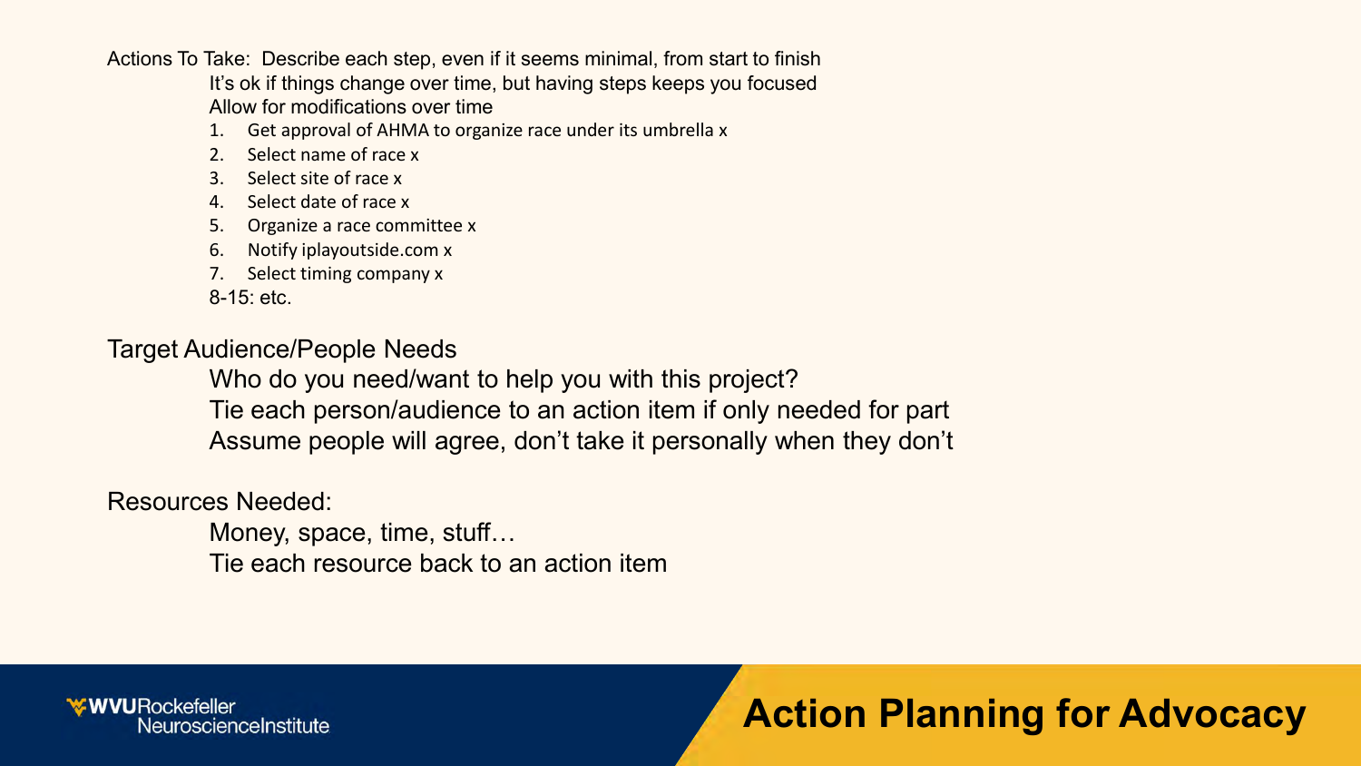# Action Planning for Advocacy

Actions To Take: Describe each step, even if it seems minimal, from start to finish

It's ok if things change over time, but having steps keeps you focused

Allow for modifications over time

1. Get approval of AHMA to organize race under its umbrella x
2. Select name of race x
3. Select site of race x
4. Select date of race x
5. Organize a race committee x
6. Notify iplayoutside.com x
7. Select timing company x

8-15: etc.

Target Audience/People Needs

Who do you need/want to help you with this project?

Tie each person/audience to an action item if only needed for part

Assume people will agree, don't take it personally when they don't

Resources Needed:

Money, space, time, stuff…

Tie each resource back to an action item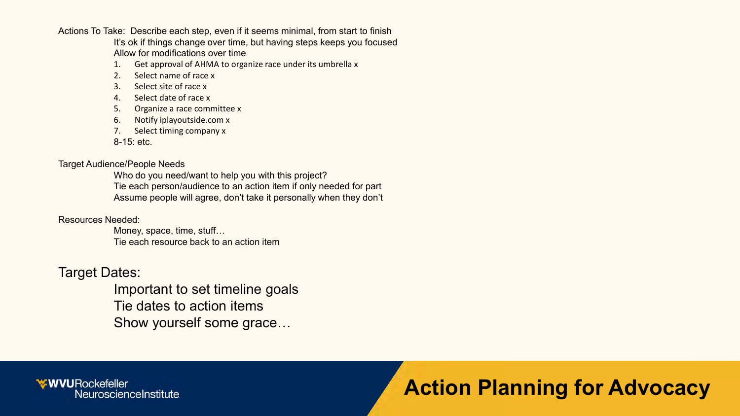# Action Planning for Advocacy

Actions To Take: Describe each step, even if it seems minimal, from start to finish

It's ok if things change over time, but having steps keeps you focused

Allow for modifications over time

1. Get approval of AHMA to organize race under its umbrella x
2. Select name of race x
3. Select site of race x
4. Select date of race x
5. Organize a race committee x
6. Notify iplayoutside.com x
7. Select timing company x

8-15: etc.

Target Audience/People Needs

Who do you need/want to help you with this project?

Tie each person/audience to an action item if only needed for part

Assume people will agree, don't take it personally when they don't

Resources Needed:

Money, space, time, stuff…

Tie each resource back to an action item

Target Dates:

Important to set timeline goals

Tie dates to action items

Show yourself some grace…

WVU Rockefeller Neuroscience Institute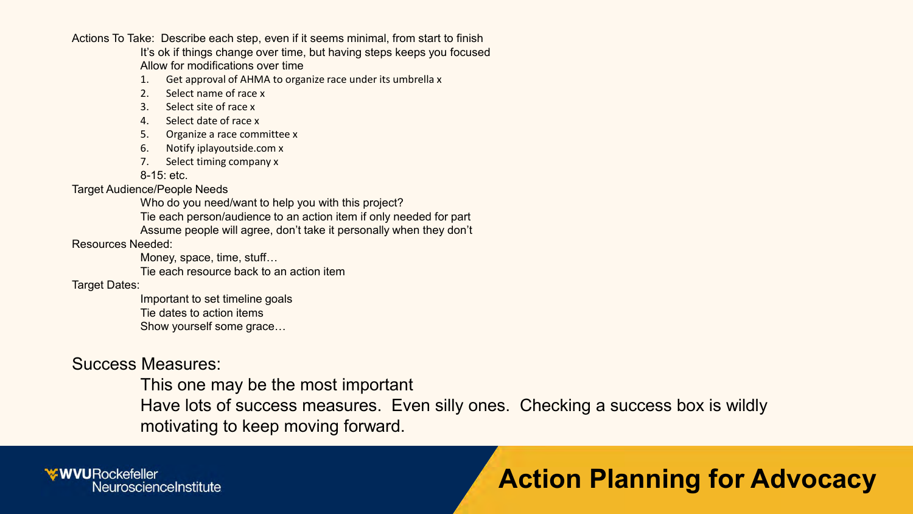# Action Planning for Advocacy

Actions To Take: Describe each step, even if it seems minimal, from start to finish

It's ok if things change over time, but having steps keeps you focused

Allow for modifications over time

1. Get approval of AHMA to organize race under its umbrella x
2. Select name of race x
3. Select site of race x
4. Select date of race x
5. Organize a race committee x
6. Notify iplayoutside.com x
7. Select timing company x

8-15: etc.

Target Audience/People Needs

Who do you need/want to help you with this project?

Tie each person/audience to an action item if only needed for part

Assume people will agree, don't take it personally when they don't

Resources Needed:

Money, space, time, stuff…

Tie each resource back to an action item

Target Dates:

Important to set timeline goals

Tie dates to action items

Show yourself some grace…

Success Measures:

This one may be the most important

Have lots of success measures. Even silly ones. Checking a success box is wildly motivating to keep moving forward.

WVU Rockefeller Neuroscience Institute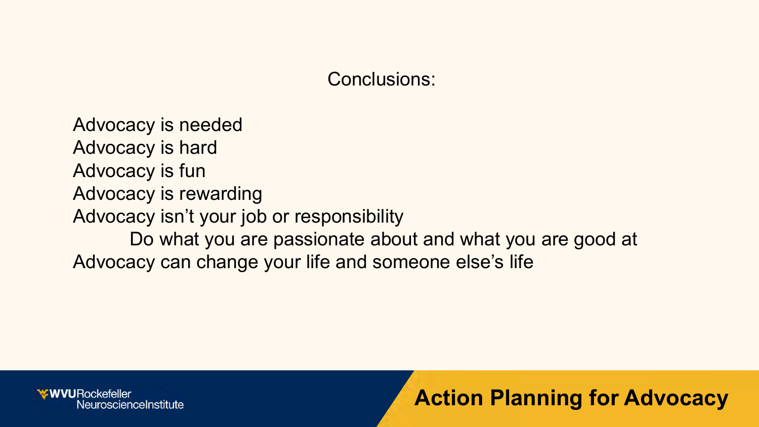## Conclusions:

Advocacy is needed
Advocacy is hard
Advocacy is fun
Advocacy is rewarding
Advocacy isn’t your job or responsibility
    Do what you are passionate about and what you are good at
Advocacy can change your life and someone else’s life